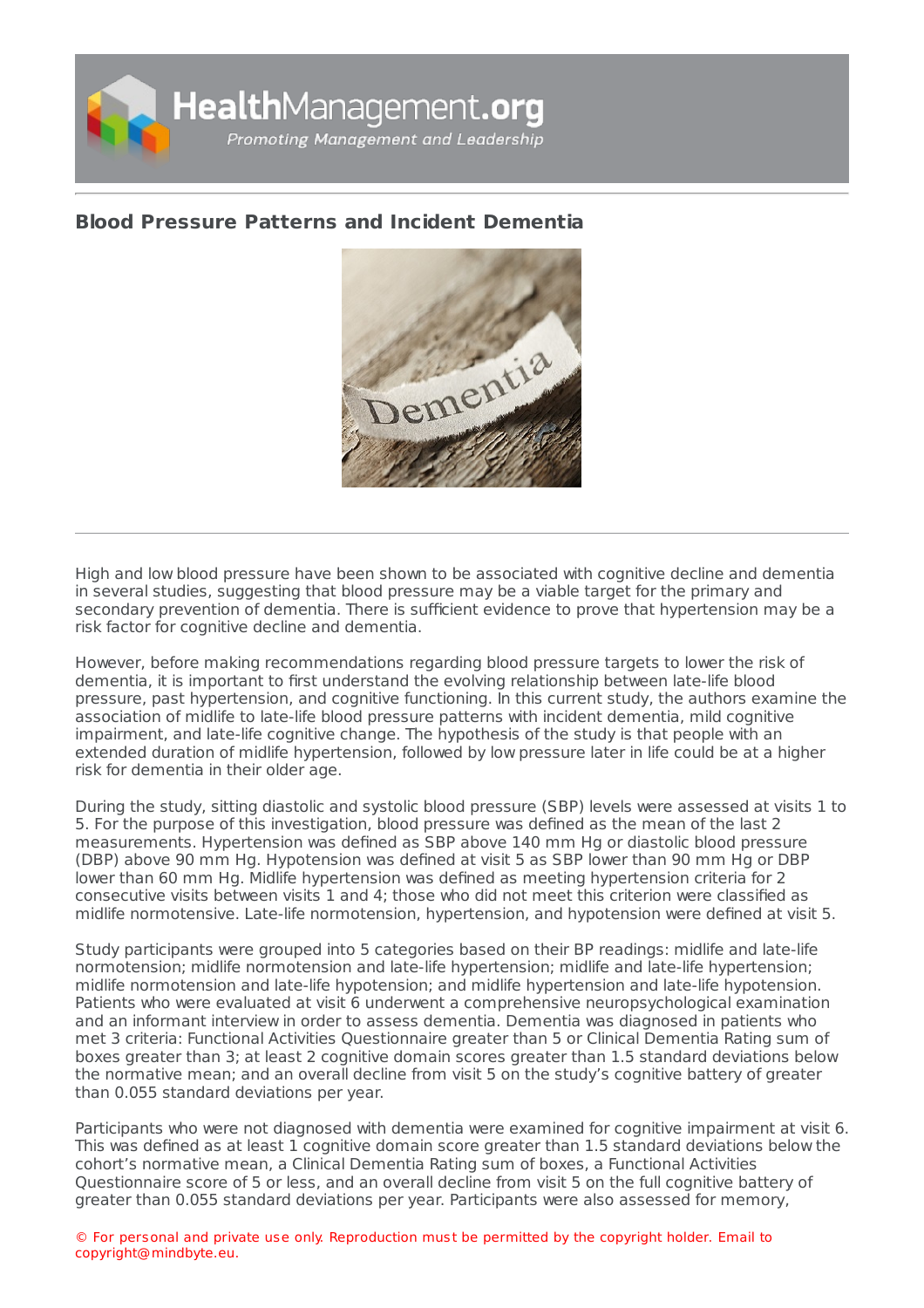# Blood Pressure Patterns and Incident Dementia

High and low blood pressure have been shown to be associated with cognitive decline and dementia in several studies, suggesting that blood pressure may be a viable target for the primary and secondary prevention of dementia. There is sufficient evidence to prove that hypertension may be a risk factor for cognitive decline and dementia.

However, before making recommendations regarding blood pressure targets to lower the risk of dementia, it is important to first understand the evolving relationship between late-life blood pressure, past hypertension, and cognitive functioning. In this current study, the authors examine the association of midlife to late-life blood pressure patterns with incident dementia, mild cognitive impairment, and late-life cognitive change. The hypothesis of the study is that people with an extended duration of midlife hypertension, followed by low pressure later in life could be at a higher risk for dementia in their older age.

During the study, sitting diastolic and systolic blood pressure (SBP) levels were assessed at visits 1 to 5. For the purpose of this investigation, blood pressure was defined as the mean of the last 2 measurements. Hypertension was defined as SBP above 140 mm Hg or diastolic blood pressure (DBP) above 90 mm Hg. Hypotension was defined at visit 5 as SBP lower than 90 mm Hg or DBP lower than 60 mm Hg. Midlife hypertension was defined as meeting hypertension criteria for 2 consecutive visits between visits 1 and 4; those who did not meet this criterion were classified as midlife normotensive. Late-life normotension, hypertension, and hypotension were defined at visit 5.

Study participants were grouped into 5 categories based on their BP readings: midlife and late-life normotension; midlife normotension and late-life hypertension; midlife and late-life hypertension; midlife normotension and late-life hypotension; and midlife hypertension and late-life hypotension. Patients who were evaluated at visit 6 underwent a comprehensive neuropsychological examination and an informant interview in order to assess dementia. Dementia was diagnosed in patients who met 3 criteria: Functional Activities Questionnaire greater than 5 or Clinical Dementia Rating sum of boxes greater than 3; at least 2 cognitive domain scores greater than 1.5 standard deviations below the normative mean; and an overall decline from visit 5 on the study's cognitive battery of greater than 0.055 standard deviations per year.

Participants who were not diagnosed with dementia were examined for cognitive impairment at visit 6. This was defined as at least 1 cognitive domain score greater than 1.5 standard deviations below the cohort's normative mean, a Clinical Dementia Rating sum of boxes, a Functional Activities Questionnaire score of 5 or less, and an overall decline from visit 5 on the full cognitive battery of greater than 0.055 standard deviations per year. Participants were also assessed for memory,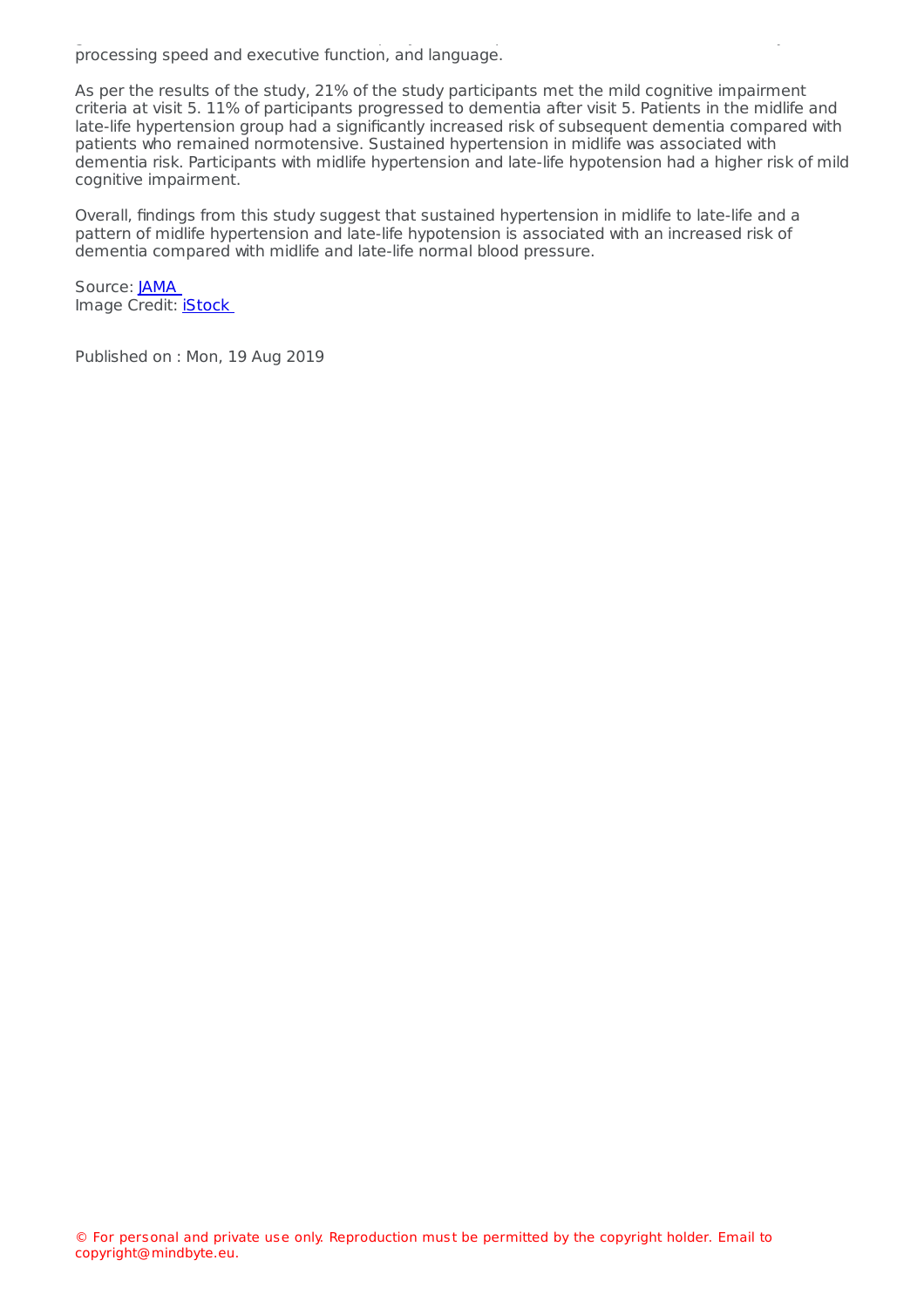processing speed and executive function, and language.

As per the results of the study, 21% of the study participants met the mild cognitive impairment criteria at visit 5. 11% of participants progressed to dementia after visit 5. Patients in the midlife and late-life hypertension group had a significantly increased risk of subsequent dementia compared with patients who remained normotensive. Sustained hypertension in midlife was associated with dementia risk. Participants with midlife hypertension and late-life hypotension had a higher risk of mild cognitive impairment.

Overall, findings from this study suggest that sustained hypertension in midlife to late-life and a pattern of midlife hypertension and late-life hypotension is associated with an increased risk of dementia compared with midlife and late-life normal blood pressure.

Source: [JAMA](#)
Image Credit: [iStock](#)

Published on : Mon, 19 Aug 2019

© For personal and private use only. Reproduction must be permitted by the copyright holder. Email to copyright@mindbyte.eu.